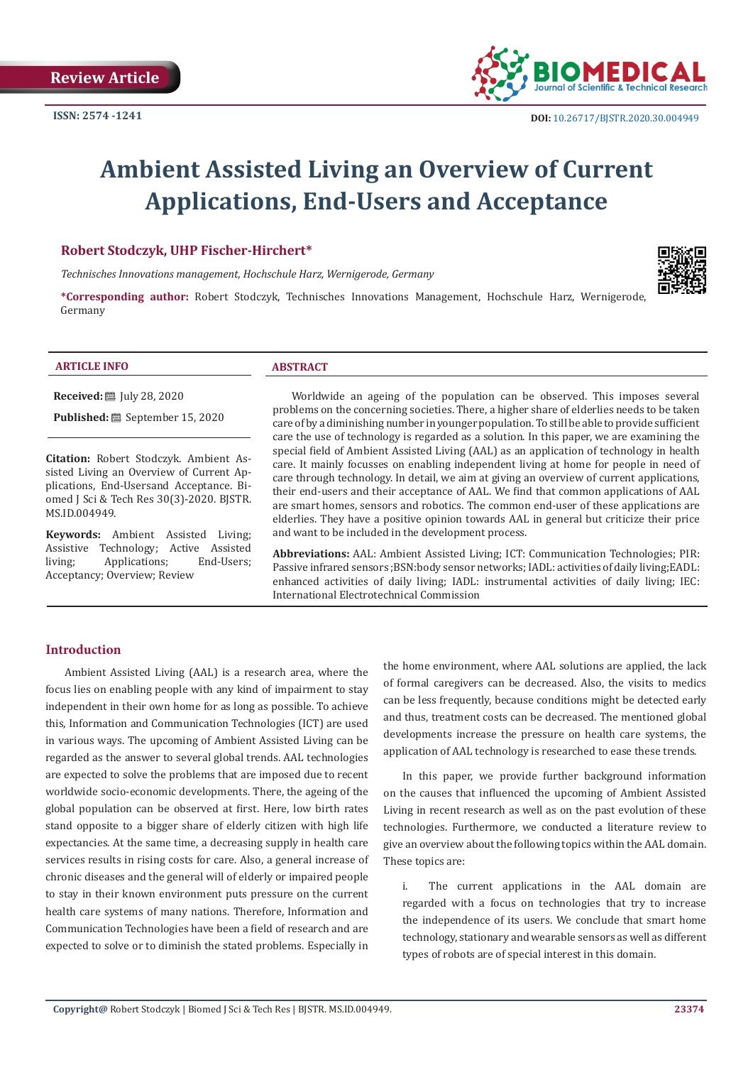Review Article

ISSN: 2574 -1241

DOI: 10.26717/BJSTR.2020.30.004949

# Ambient Assisted Living an Overview of Current Applications, End-Users and Acceptance

**Robert Stodczyk, UHP Fischer-Hirchert***

*Technisches Innovations management, Hochschule Harz, Wernigerode, Germany*

***Corresponding author:** Robert Stodczyk, Technisches Innovations Management, Hochschule Harz, Wernigerode, Germany

**ARTICLE INFO**

**Received:** July 28, 2020

**Published:** September 15, 2020

**Citation:** Robert Stodczyk. Ambient Assisted Living an Overview of Current Applications, End-Usersand Acceptance. Biomed J Sci & Tech Res 30(3)-2020. BJSTR. MS.ID.004949.

**Keywords:** Ambient Assisted Living; Assistive Technology; Active Assisted living; Applications; End-Users; Acceptancy; Overview; Review

**ABSTRACT**

Worldwide an ageing of the population can be observed. This imposes several problems on the concerning societies. There, a higher share of elderlies needs to be taken care of by a diminishing number in younger population. To still be able to provide sufficient care the use of technology is regarded as a solution. In this paper, we are examining the special field of Ambient Assisted Living (AAL) as an application of technology in health care. It mainly focusses on enabling independent living at home for people in need of care through technology. In detail, we aim at giving an overview of current applications, their end-users and their acceptance of AAL. We find that common applications of AAL are smart homes, sensors and robotics. The common end-user of these applications are elderlies. They have a positive opinion towards AAL in general but criticize their price and want to be included in the development process.

**Abbreviations:** AAL: Ambient Assisted Living; ICT: Communication Technologies; PIR: Passive infrared sensors ;BSN:body sensor networks; IADL: activities of daily living;EADL: enhanced activities of daily living; IADL: instrumental activities of daily living; IEC: International Electrotechnical Commission

## Introduction

Ambient Assisted Living (AAL) is a research area, where the focus lies on enabling people with any kind of impairment to stay independent in their own home for as long as possible. To achieve this, Information and Communication Technologies (ICT) are used in various ways. The upcoming of Ambient Assisted Living can be regarded as the answer to several global trends. AAL technologies are expected to solve the problems that are imposed due to recent worldwide socio-economic developments. There, the ageing of the global population can be observed at first. Here, low birth rates stand opposite to a bigger share of elderly citizen with high life expectancies. At the same time, a decreasing supply in health care services results in rising costs for care. Also, a general increase of chronic diseases and the general will of elderly or impaired people to stay in their known environment puts pressure on the current health care systems of many nations. Therefore, Information and Communication Technologies have been a field of research and are expected to solve or to diminish the stated problems. Especially in the home environment, where AAL solutions are applied, the lack of formal caregivers can be decreased. Also, the visits to medics can be less frequently, because conditions might be detected early and thus, treatment costs can be decreased. The mentioned global developments increase the pressure on health care systems, the application of AAL technology is researched to ease these trends.

In this paper, we provide further background information on the causes that influenced the upcoming of Ambient Assisted Living in recent research as well as on the past evolution of these technologies. Furthermore, we conducted a literature review to give an overview about the following topics within the AAL domain. These topics are:

i. The current applications in the AAL domain are regarded with a focus on technologies that try to increase the independence of its users. We conclude that smart home technology, stationary and wearable sensors as well as different types of robots are of special interest in this domain.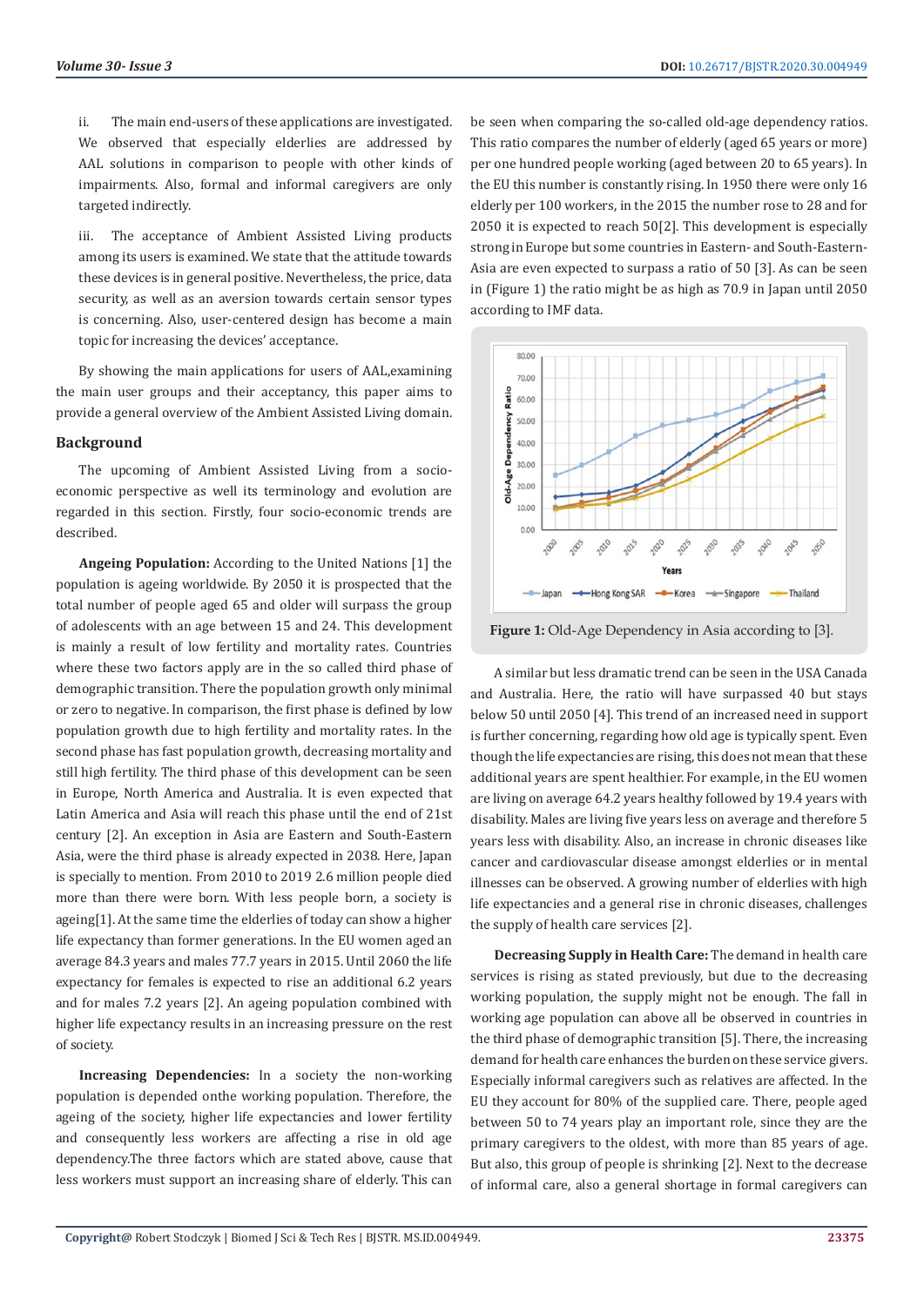ii. The main end-users of these applications are investigated. We observed that especially elderlies are addressed by AAL solutions in comparison to people with other kinds of impairments. Also, formal and informal caregivers are only targeted indirectly.

iii. The acceptance of Ambient Assisted Living products among its users is examined. We state that the attitude towards these devices is in general positive. Nevertheless, the price, data security, as well as an aversion towards certain sensor types is concerning. Also, user-centered design has become a main topic for increasing the devices' acceptance.

By showing the main applications for users of AAL,examining the main user groups and their acceptancy, this paper aims to provide a general overview of the Ambient Assisted Living domain.

## Background

The upcoming of Ambient Assisted Living from a socio-economic perspective as well its terminology and evolution are regarded in this section. Firstly, four socio-economic trends are described.

**Angeing Population:** According to the United Nations [1] the population is ageing worldwide. By 2050 it is prospected that the total number of people aged 65 and older will surpass the group of adolescents with an age between 15 and 24. This development is mainly a result of low fertility and mortality rates. Countries where these two factors apply are in the so called third phase of demographic transition. There the population growth only minimal or zero to negative. In comparison, the first phase is defined by low population growth due to high fertility and mortality rates. In the second phase has fast population growth, decreasing mortality and still high fertility. The third phase of this development can be seen in Europe, North America and Australia. It is even expected that Latin America and Asia will reach this phase until the end of 21st century [2]. An exception in Asia are Eastern and South-Eastern Asia, were the third phase is already expected in 2038. Here, Japan is specially to mention. From 2010 to 2019 2.6 million people died more than there were born. With less people born, a society is ageing[1]. At the same time the elderlies of today can show a higher life expectancy than former generations. In the EU women aged an average 84.3 years and males 77.7 years in 2015. Until 2060 the life expectancy for females is expected to rise an additional 6.2 years and for males 7.2 years [2]. An ageing population combined with higher life expectancy results in an increasing pressure on the rest of society.

**Increasing Dependencies:** In a society the non-working population is depended onthe working population. Therefore, the ageing of the society, higher life expectancies and lower fertility and consequently less workers are affecting a rise in old age dependency.The three factors which are stated above, cause that less workers must support an increasing share of elderly. This can be seen when comparing the so-called old-age dependency ratios. This ratio compares the number of elderly (aged 65 years or more) per one hundred people working (aged between 20 to 65 years). In the EU this number is constantly rising. In 1950 there were only 16 elderly per 100 workers, in the 2015 the number rose to 28 and for 2050 it is expected to reach 50[2]. This development is especially strong in Europe but some countries in Eastern- and South-Eastern-Asia are even expected to surpass a ratio of 50 [3]. As can be seen in (Figure 1) the ratio might be as high as 70.9 in Japan until 2050 according to IMF data.

**Figure 1:** Old-Age Dependency in Asia according to [3].

A similar but less dramatic trend can be seen in the USA Canada and Australia. Here, the ratio will have surpassed 40 but stays below 50 until 2050 [4]. This trend of an increased need in support is further concerning, regarding how old age is typically spent. Even though the life expectancies are rising, this does not mean that these additional years are spent healthier. For example, in the EU women are living on average 64.2 years healthy followed by 19.4 years with disability. Males are living five years less on average and therefore 5 years less with disability. Also, an increase in chronic diseases like cancer and cardiovascular disease amongst elderlies or in mental illnesses can be observed. A growing number of elderlies with high life expectancies and a general rise in chronic diseases, challenges the supply of health care services [2].

**Decreasing Supply in Health Care:** The demand in health care services is rising as stated previously, but due to the decreasing working population, the supply might not be enough. The fall in working age population can above all be observed in countries in the third phase of demographic transition [5]. There, the increasing demand for health care enhances the burden on these service givers. Especially informal caregivers such as relatives are affected. In the EU they account for 80% of the supplied care. There, people aged between 50 to 74 years play an important role, since they are the primary caregivers to the oldest, with more than 85 years of age. But also, this group of people is shrinking [2]. Next to the decrease of informal care, also a general shortage in formal caregivers can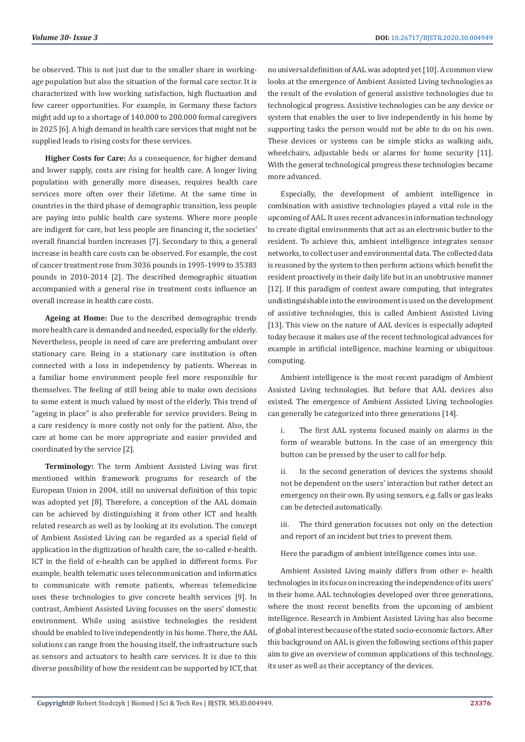be observed. This is not just due to the smaller share in working-age population but also the situation of the formal care sector. It is characterized with low working satisfaction, high fluctuation and few career opportunities. For example, in Germany these factors might add up to a shortage of 140.000 to 200.000 formal caregivers in 2025 [6]. A high demand in health care services that might not be supplied leads to rising costs for these services.

**Higher Costs for Care:** As a consequence, for higher demand and lower supply, costs are rising for health care. A longer living population with generally more diseases, requires health care services more often over their lifetime. At the same time in countries in the third phase of demographic transition, less people are paying into public health care systems. Where more people are indigent for care, but less people are financing it, the societies' overall financial burden increases [7]. Secondary to this, a general increase in health care costs can be observed. For example, the cost of cancer treatment rose from 3036 pounds in 1995-1999 to 35383 pounds in 2010-2014 [2]. The described demographic situation accompanied with a general rise in treatment costs influence an overall increase in health care costs.

**Ageing at Home:** Due to the described demographic trends more health care is demanded and needed, especially for the elderly. Nevertheless, people in need of care are preferring ambulant over stationary care. Being in a stationary care institution is often connected with a loss in independency by patients. Whereas in a familiar home environment people feel more responsible for themselves. The feeling of still being able to make own decisions to some extent is much valued by most of the elderly. This trend of "ageing in place" is also preferable for service providers. Being in a care residency is more costly not only for the patient. Also, the care at home can be more appropriate and easier provided and coordinated by the service [2].

**Terminology:** The term Ambient Assisted Living was first mentioned within framework programs for research of the European Union in 2004, still no universal definition of this topic was adopted yet [8]. Therefore, a conception of the AAL domain can be achieved by distinguishing it from other ICT and health related research as well as by looking at its evolution. The concept of Ambient Assisted Living can be regarded as a special field of application in the digitization of health care, the so-called e-health. ICT in the field of e-health can be applied in different forms. For example, health telematic uses telecommunication and informatics to communicate with remote patients, whereas telemedicine uses these technologies to give concrete health services [9]. In contrast, Ambient Assisted Living focusses on the users' domestic environment. While using assistive technologies the resident should be enabled to live independently in his home. There, the AAL solutions can range from the housing itself, the infrastructure such as sensors and actuators to health care services. It is due to this diverse possibility of how the resident can be supported by ICT, that no universal definition of AAL was adopted yet [10]. A common view looks at the emergence of Ambient Assisted Living technologies as the result of the evolution of general assistive technologies due to technological progress. Assistive technologies can be any device or system that enables the user to live independently in his home by supporting tasks the person would not be able to do on his own. These devices or systems can be simple sticks as walking aids, wheelchairs, adjustable beds or alarms for home security [11]. With the general technological progress these technologies became more advanced.

Especially, the development of ambient intelligence in combination with assistive technologies played a vital role in the upcoming of AAL. It uses recent advances in information technology to create digital environments that act as an electronic butler to the resident. To achieve this, ambient intelligence integrates sensor networks, to collect user and environmental data. The collected data is reasoned by the system to then perform actions which benefit the resident proactively in their daily life but in an unobtrusive manner [12]. If this paradigm of context aware computing, that integrates undistinguishable into the environment is used on the development of assistive technologies, this is called Ambient Assisted Living [13]. This view on the nature of AAL devices is especially adopted today because it makes use of the recent technological advances for example in artificial intelligence, machine learning or ubiquitous computing.

Ambient intelligence is the most recent paradigm of Ambient Assisted Living technologies. But before that AAL devices also existed. The emergence of Ambient Assisted Living technologies can generally be categorized into three generations [14].

i. The first AAL systems focused mainly on alarms in the form of wearable buttons. In the case of an emergency this button can be pressed by the user to call for help.

ii. In the second generation of devices the systems should not be dependent on the users' interaction but rather detect an emergency on their own. By using sensors, e.g. falls or gas leaks can be detected automatically.

iii. The third generation focusses not only on the detection and report of an incident but tries to prevent them.

Here the paradigm of ambient intelligence comes into use.

Ambient Assisted Living mainly differs from other e- health technologies in its focus on increasing the independence of its users' in their home. AAL technologies developed over three generations, where the most recent benefits from the upcoming of ambient intelligence. Research in Ambient Assisted Living has also become of global interest because of the stated socio-economic factors. After this background on AAL is given the following sections of this paper aim to give an overview of common applications of this technology, its user as well as their acceptancy of the devices.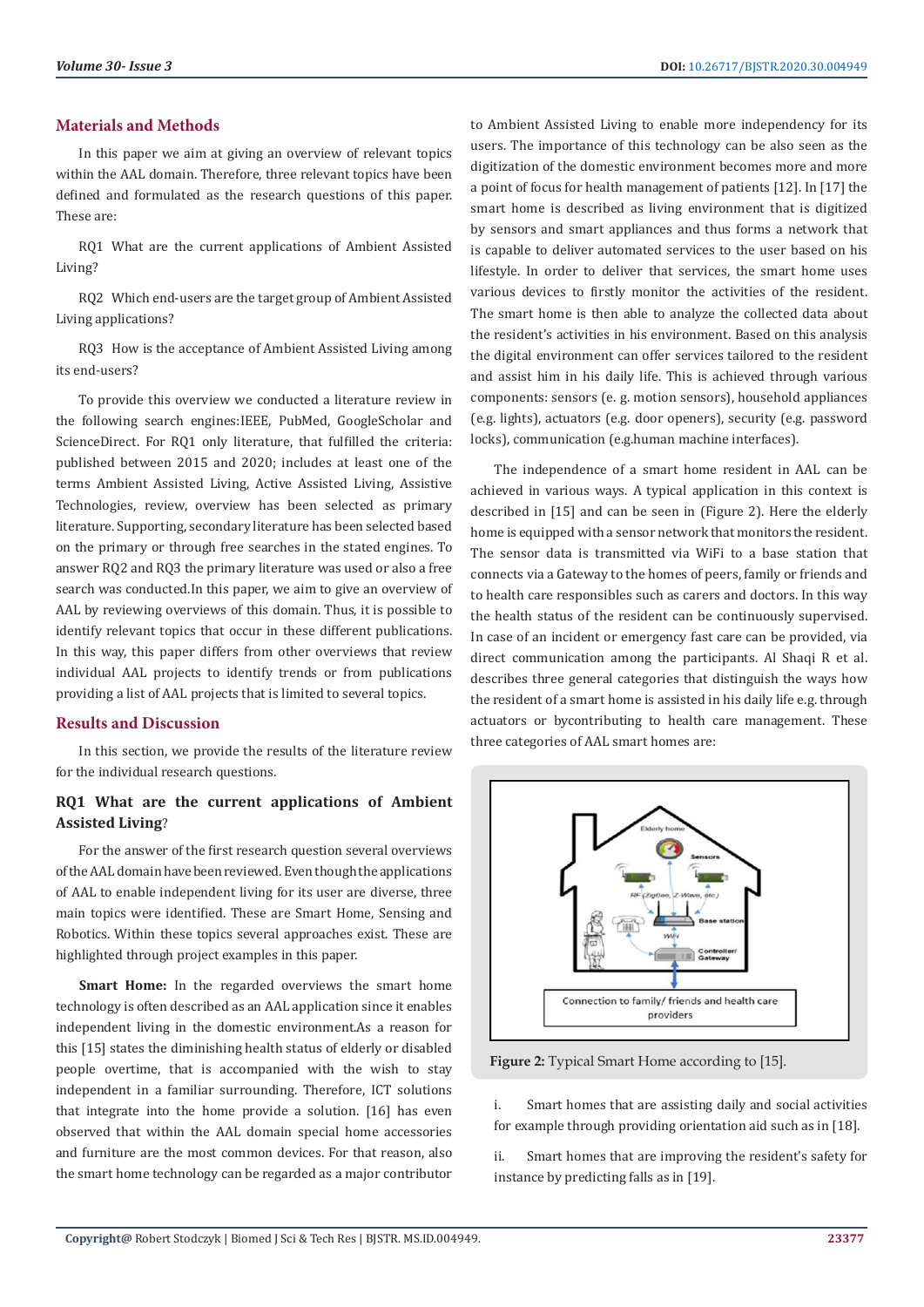## Materials and Methods

In this paper we aim at giving an overview of relevant topics within the AAL domain. Therefore, three relevant topics have been defined and formulated as the research questions of this paper. These are:

RQ1 What are the current applications of Ambient Assisted Living?

RQ2 Which end-users are the target group of Ambient Assisted Living applications?

RQ3 How is the acceptance of Ambient Assisted Living among its end-users?

To provide this overview we conducted a literature review in the following search engines:IEEE, PubMed, GoogleScholar and ScienceDirect. For RQ1 only literature, that fulfilled the criteria: published between 2015 and 2020; includes at least one of the terms Ambient Assisted Living, Active Assisted Living, Assistive Technologies, review, overview has been selected as primary literature. Supporting, secondary literature has been selected based on the primary or through free searches in the stated engines. To answer RQ2 and RQ3 the primary literature was used or also a free search was conducted.In this paper, we aim to give an overview of AAL by reviewing overviews of this domain. Thus, it is possible to identify relevant topics that occur in these different publications. In this way, this paper differs from other overviews that review individual AAL projects to identify trends or from publications providing a list of AAL projects that is limited to several topics.

## Results and Discussion

In this section, we provide the results of the literature review for the individual research questions.

### RQ1 What are the current applications of Ambient Assisted Living?

For the answer of the first research question several overviews of the AAL domain have been reviewed. Even though the applications of AAL to enable independent living for its user are diverse, three main topics were identified. These are Smart Home, Sensing and Robotics. Within these topics several approaches exist. These are highlighted through project examples in this paper.

**Smart Home:** In the regarded overviews the smart home technology is often described as an AAL application since it enables independent living in the domestic environment.As a reason for this [15] states the diminishing health status of elderly or disabled people overtime, that is accompanied with the wish to stay independent in a familiar surrounding. Therefore, ICT solutions that integrate into the home provide a solution. [16] has even observed that within the AAL domain special home accessories and furniture are the most common devices. For that reason, also the smart home technology can be regarded as a major contributor to Ambient Assisted Living to enable more independency for its users. The importance of this technology can be also seen as the digitization of the domestic environment becomes more and more a point of focus for health management of patients [12]. In [17] the smart home is described as living environment that is digitized by sensors and smart appliances and thus forms a network that is capable to deliver automated services to the user based on his lifestyle. In order to deliver that services, the smart home uses various devices to firstly monitor the activities of the resident. The smart home is then able to analyze the collected data about the resident's activities in his environment. Based on this analysis the digital environment can offer services tailored to the resident and assist him in his daily life. This is achieved through various components: sensors (e. g. motion sensors), household appliances (e.g. lights), actuators (e.g. door openers), security (e.g. password locks), communication (e.g.human machine interfaces).

The independence of a smart home resident in AAL can be achieved in various ways. A typical application in this context is described in [15] and can be seen in (Figure 2). Here the elderly home is equipped with a sensor network that monitors the resident. The sensor data is transmitted via WiFi to a base station that connects via a Gateway to the homes of peers, family or friends and to health care responsibles such as carers and doctors. In this way the health status of the resident can be continuously supervised. In case of an incident or emergency fast care can be provided, via direct communication among the participants. Al Shaqi R et al. describes three general categories that distinguish the ways how the resident of a smart home is assisted in his daily life e.g. through actuators or bycontributing to health care management. These three categories of AAL smart homes are:

Figure 2: Typical Smart Home according to [15].

i. Smart homes that are assisting daily and social activities for example through providing orientation aid such as in [18].

ii. Smart homes that are improving the resident's safety for instance by predicting falls as in [19].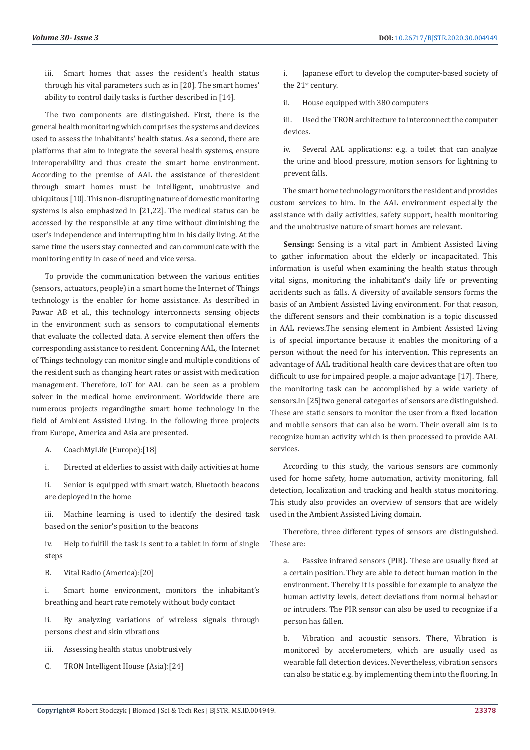iii. Smart homes that asses the resident's health status through his vital parameters such as in [20]. The smart homes' ability to control daily tasks is further described in [14].

The two components are distinguished. First, there is the general health monitoring which comprises the systems and devices used to assess the inhabitants' health status. As a second, there are platforms that aim to integrate the several health systems, ensure interoperability and thus create the smart home environment. According to the premise of AAL the assistance of theresident through smart homes must be intelligent, unobtrusive and ubiquitous [10]. This non-disrupting nature of domestic monitoring systems is also emphasized in [21,22]. The medical status can be accessed by the responsible at any time without diminishing the user's independence and interrupting him in his daily living. At the same time the users stay connected and can communicate with the monitoring entity in case of need and vice versa.

To provide the communication between the various entities (sensors, actuators, people) in a smart home the Internet of Things technology is the enabler for home assistance. As described in Pawar AB et al., this technology interconnects sensing objects in the environment such as sensors to computational elements that evaluate the collected data. A service element then offers the corresponding assistance to resident. Concerning AAL, the Internet of Things technology can monitor single and multiple conditions of the resident such as changing heart rates or assist with medication management. Therefore, IoT for AAL can be seen as a problem solver in the medical home environment. Worldwide there are numerous projects regardingthe smart home technology in the field of Ambient Assisted Living. In the following three projects from Europe, America and Asia are presented.

A. CoachMyLife (Europe):[18]

i. Directed at elderlies to assist with daily activities at home

ii. Senior is equipped with smart watch, Bluetooth beacons are deployed in the home

iii. Machine learning is used to identify the desired task based on the senior's position to the beacons

iv. Help to fulfill the task is sent to a tablet in form of single steps

B. Vital Radio (America):[20]

i. Smart home environment, monitors the inhabitant's breathing and heart rate remotely without body contact

ii. By analyzing variations of wireless signals through persons chest and skin vibrations

iii. Assessing health status unobtrusively

C. TRON Intelligent House (Asia):[24]

i. Japanese effort to develop the computer-based society of the 21st century.

ii. House equipped with 380 computers

iii. Used the TRON architecture to interconnect the computer devices.

iv. Several AAL applications: e.g. a toilet that can analyze the urine and blood pressure, motion sensors for lightning to prevent falls.

The smart home technology monitors the resident and provides custom services to him. In the AAL environment especially the assistance with daily activities, safety support, health monitoring and the unobtrusive nature of smart homes are relevant.

**Sensing:** Sensing is a vital part in Ambient Assisted Living to gather information about the elderly or incapacitated. This information is useful when examining the health status through vital signs, monitoring the inhabitant's daily life or preventing accidents such as falls. A diversity of available sensors forms the basis of an Ambient Assisted Living environment. For that reason, the different sensors and their combination is a topic discussed in AAL reviews.The sensing element in Ambient Assisted Living is of special importance because it enables the monitoring of a person without the need for his intervention. This represents an advantage of AAL traditional health care devices that are often too difficult to use for impaired people. a major advantage [17]. There, the monitoring task can be accomplished by a wide variety of sensors.In [25]two general categories of sensors are distinguished. These are static sensors to monitor the user from a fixed location and mobile sensors that can also be worn. Their overall aim is to recognize human activity which is then processed to provide AAL services.

According to this study, the various sensors are commonly used for home safety, home automation, activity monitoring, fall detection, localization and tracking and health status monitoring. This study also provides an overview of sensors that are widely used in the Ambient Assisted Living domain.

Therefore, three different types of sensors are distinguished. These are:

a. Passive infrared sensors (PIR). These are usually fixed at a certain position. They are able to detect human motion in the environment. Thereby it is possible for example to analyze the human activity levels, detect deviations from normal behavior or intruders. The PIR sensor can also be used to recognize if a person has fallen.

b. Vibration and acoustic sensors. There, Vibration is monitored by accelerometers, which are usually used as wearable fall detection devices. Nevertheless, vibration sensors can also be static e.g. by implementing them into the flooring. In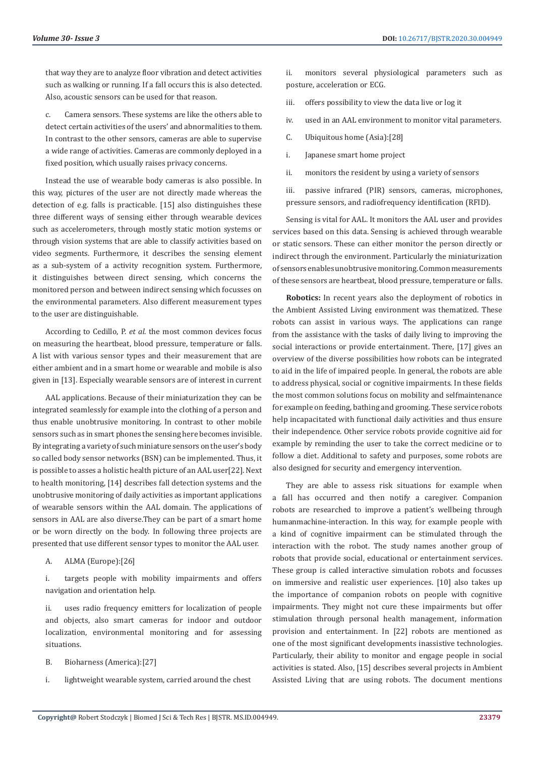that way they are to analyze floor vibration and detect activities such as walking or running. If a fall occurs this is also detected. Also, acoustic sensors can be used for that reason.

c. Camera sensors. These systems are like the others able to detect certain activities of the users' and abnormalities to them. In contrast to the other sensors, cameras are able to supervise a wide range of activities. Cameras are commonly deployed in a fixed position, which usually raises privacy concerns.

Instead the use of wearable body cameras is also possible. In this way, pictures of the user are not directly made whereas the detection of e.g. falls is practicable. [15] also distinguishes these three different ways of sensing either through wearable devices such as accelerometers, through mostly static motion systems or through vision systems that are able to classify activities based on video segments. Furthermore, it describes the sensing element as a sub-system of a activity recognition system. Furthermore, it distinguishes between direct sensing, which concerns the monitored person and between indirect sensing which focusses on the environmental parameters. Also different measurement types to the user are distinguishable.

According to Cedillo, P. *et al.* the most common devices focus on measuring the heartbeat, blood pressure, temperature or falls. A list with various sensor types and their measurement that are either ambient and in a smart home or wearable and mobile is also given in [13]. Especially wearable sensors are of interest in current AAL applications. Because of their miniaturization they can be integrated seamlessly for example into the clothing of a person and thus enable unobtrusive monitoring. In contrast to other mobile sensors such as in smart phones the sensing here becomes invisible. By integrating a variety of such miniature sensors on the user's body so called body sensor networks (BSN) can be implemented. Thus, it is possible to asses a holistic health picture of an AAL user[22]. Next to health monitoring, [14] describes fall detection systems and the unobtrusive monitoring of daily activities as important applications of wearable sensors within the AAL domain. The applications of sensors in AAL are also diverse.They can be part of a smart home or be worn directly on the body. In following three projects are presented that use different sensor types to monitor the AAL user.

A. ALMA (Europe):[26]

i. targets people with mobility impairments and offers navigation and orientation help.

ii. uses radio frequency emitters for localization of people and objects, also smart cameras for indoor and outdoor localization, environmental monitoring and for assessing situations.

B. Bioharness (America):[27]

i. lightweight wearable system, carried around the chest

ii. monitors several physiological parameters such as posture, acceleration or ECG.

iii. offers possibility to view the data live or log it

iv. used in an AAL environment to monitor vital parameters.

C. Ubiquitous home (Asia):[28]

i. Japanese smart home project

ii. monitors the resident by using a variety of sensors

iii. passive infrared (PIR) sensors, cameras, microphones, pressure sensors, and radiofrequency identification (RFID).

Sensing is vital for AAL. It monitors the AAL user and provides services based on this data. Sensing is achieved through wearable or static sensors. These can either monitor the person directly or indirect through the environment. Particularly the miniaturization of sensors enables unobtrusive monitoring. Common measurements of these sensors are heartbeat, blood pressure, temperature or falls.

**Robotics:** In recent years also the deployment of robotics in the Ambient Assisted Living environment was thematized. These robots can assist in various ways. The applications can range from the assistance with the tasks of daily living to improving the social interactions or provide entertainment. There, [17] gives an overview of the diverse possibilities how robots can be integrated to aid in the life of impaired people. In general, the robots are able to address physical, social or cognitive impairments. In these fields the most common solutions focus on mobility and selfmaintenance for example on feeding, bathing and grooming. These service robots help incapacitated with functional daily activities and thus ensure their independence. Other service robots provide cognitive aid for example by reminding the user to take the correct medicine or to follow a diet. Additional to safety and purposes, some robots are also designed for security and emergency intervention.

They are able to assess risk situations for example when a fall has occurred and then notify a caregiver. Companion robots are researched to improve a patient's wellbeing through humanmachine-interaction. In this way, for example people with a kind of cognitive impairment can be stimulated through the interaction with the robot. The study names another group of robots that provide social, educational or entertainment services. These group is called interactive simulation robots and focusses on immersive and realistic user experiences. [10] also takes up the importance of companion robots on people with cognitive impairments. They might not cure these impairments but offer stimulation through personal health management, information provision and entertainment. In [22] robots are mentioned as one of the most significant developments inassistive technologies. Particularly, their ability to monitor and engage people in social activities is stated. Also, [15] describes several projects in Ambient Assisted Living that are using robots. The document mentions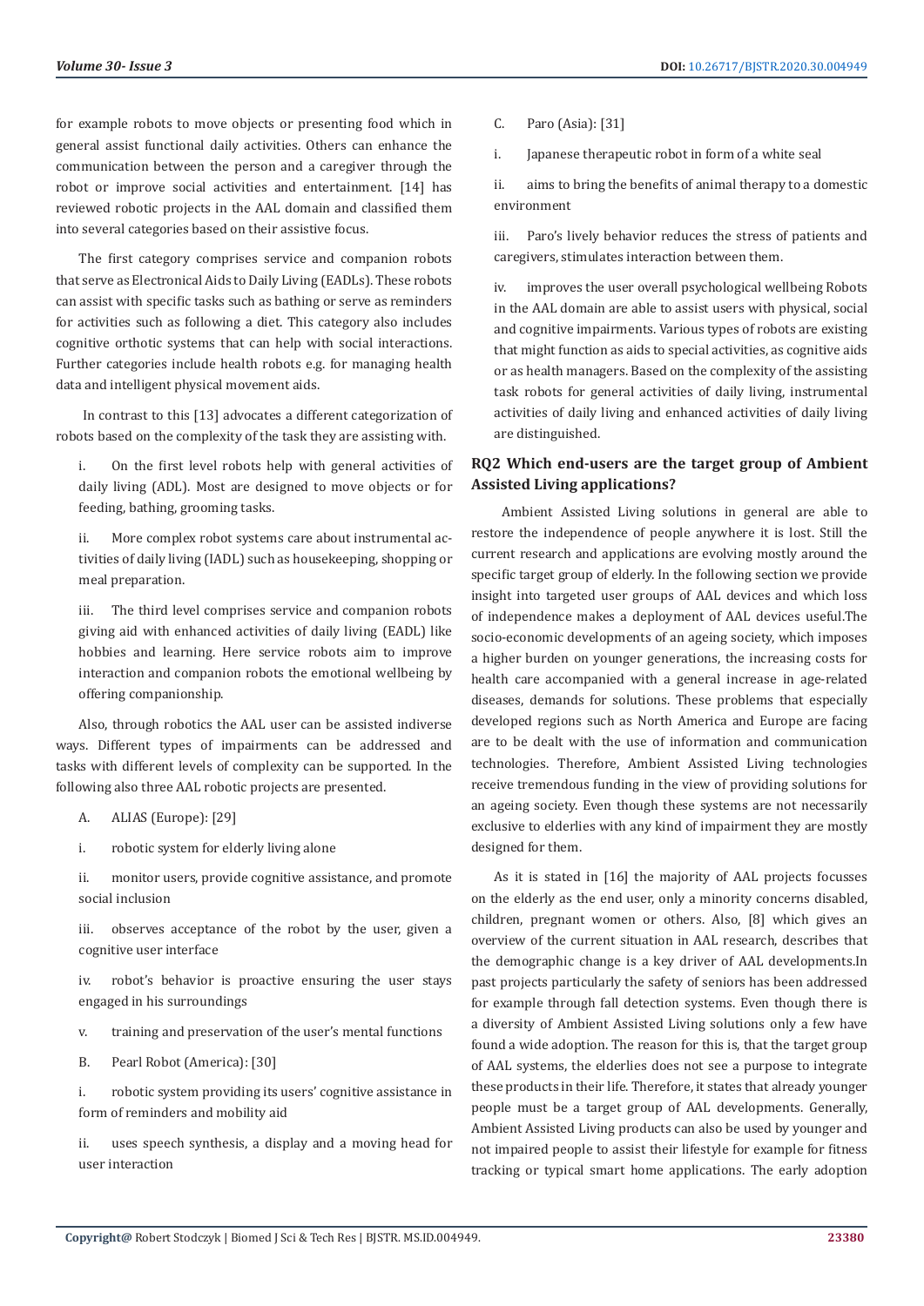for example robots to move objects or presenting food which in general assist functional daily activities. Others can enhance the communication between the person and a caregiver through the robot or improve social activities and entertainment. [14] has reviewed robotic projects in the AAL domain and classified them into several categories based on their assistive focus.

The first category comprises service and companion robots that serve as Electronical Aids to Daily Living (EADLs). These robots can assist with specific tasks such as bathing or serve as reminders for activities such as following a diet. This category also includes cognitive orthotic systems that can help with social interactions. Further categories include health robots e.g. for managing health data and intelligent physical movement aids.

In contrast to this [13] advocates a different categorization of robots based on the complexity of the task they are assisting with.

i. On the first level robots help with general activities of daily living (ADL). Most are designed to move objects or for feeding, bathing, grooming tasks.

ii. More complex robot systems care about instrumental activities of daily living (IADL) such as housekeeping, shopping or meal preparation.

iii. The third level comprises service and companion robots giving aid with enhanced activities of daily living (EADL) like hobbies and learning. Here service robots aim to improve interaction and companion robots the emotional wellbeing by offering companionship.

Also, through robotics the AAL user can be assisted indiverse ways. Different types of impairments can be addressed and tasks with different levels of complexity can be supported. In the following also three AAL robotic projects are presented.

A. ALIAS (Europe): [29]

i. robotic system for elderly living alone

ii. monitor users, provide cognitive assistance, and promote social inclusion

iii. observes acceptance of the robot by the user, given a cognitive user interface

iv. robot's behavior is proactive ensuring the user stays engaged in his surroundings

v. training and preservation of the user's mental functions

B. Pearl Robot (America): [30]

i. robotic system providing its users' cognitive assistance in form of reminders and mobility aid

ii. uses speech synthesis, a display and a moving head for user interaction

C. Paro (Asia): [31]

i. Japanese therapeutic robot in form of a white seal

ii. aims to bring the benefits of animal therapy to a domestic environment

iii. Paro's lively behavior reduces the stress of patients and caregivers, stimulates interaction between them.

iv. improves the user overall psychological wellbeing Robots in the AAL domain are able to assist users with physical, social and cognitive impairments. Various types of robots are existing that might function as aids to special activities, as cognitive aids or as health managers. Based on the complexity of the assisting task robots for general activities of daily living, instrumental activities of daily living and enhanced activities of daily living are distinguished.

### RQ2 Which end-users are the target group of Ambient Assisted Living applications?

Ambient Assisted Living solutions in general are able to restore the independence of people anywhere it is lost. Still the current research and applications are evolving mostly around the specific target group of elderly. In the following section we provide insight into targeted user groups of AAL devices and which loss of independence makes a deployment of AAL devices useful.The socio-economic developments of an ageing society, which imposes a higher burden on younger generations, the increasing costs for health care accompanied with a general increase in age-related diseases, demands for solutions. These problems that especially developed regions such as North America and Europe are facing are to be dealt with the use of information and communication technologies. Therefore, Ambient Assisted Living technologies receive tremendous funding in the view of providing solutions for an ageing society. Even though these systems are not necessarily exclusive to elderlies with any kind of impairment they are mostly designed for them.

As it is stated in [16] the majority of AAL projects focusses on the elderly as the end user, only a minority concerns disabled, children, pregnant women or others. Also, [8] which gives an overview of the current situation in AAL research, describes that the demographic change is a key driver of AAL developments.In past projects particularly the safety of seniors has been addressed for example through fall detection systems. Even though there is a diversity of Ambient Assisted Living solutions only a few have found a wide adoption. The reason for this is, that the target group of AAL systems, the elderlies does not see a purpose to integrate these products in their life. Therefore, it states that already younger people must be a target group of AAL developments. Generally, Ambient Assisted Living products can also be used by younger and not impaired people to assist their lifestyle for example for fitness tracking or typical smart home applications. The early adoption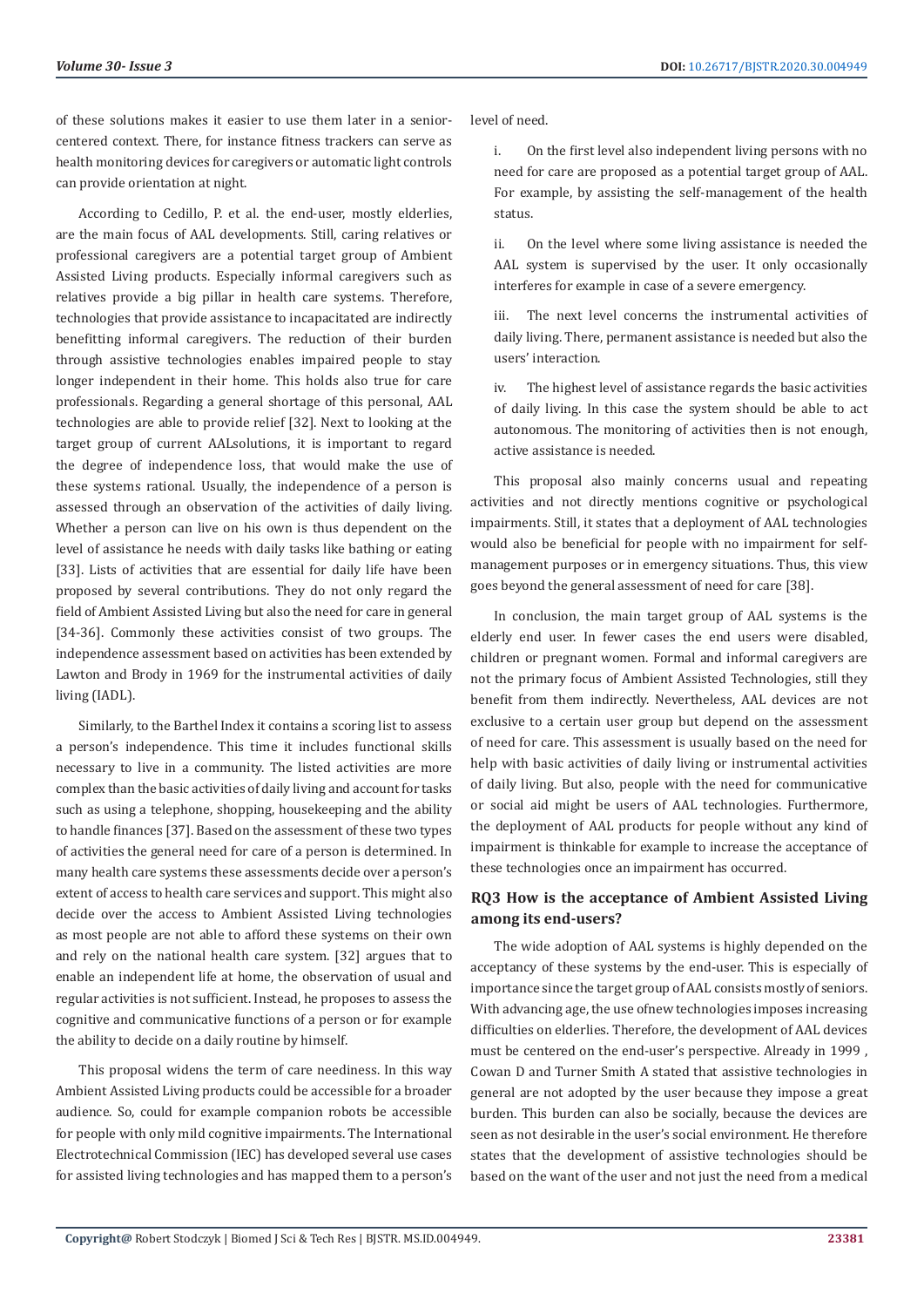of these solutions makes it easier to use them later in a senior-centered context. There, for instance fitness trackers can serve as health monitoring devices for caregivers or automatic light controls can provide orientation at night.

According to Cedillo, P. et al. the end-user, mostly elderlies, are the main focus of AAL developments. Still, caring relatives or professional caregivers are a potential target group of Ambient Assisted Living products. Especially informal caregivers such as relatives provide a big pillar in health care systems. Therefore, technologies that provide assistance to incapacitated are indirectly benefitting informal caregivers. The reduction of their burden through assistive technologies enables impaired people to stay longer independent in their home. This holds also true for care professionals. Regarding a general shortage of this personal, AAL technologies are able to provide relief [32]. Next to looking at the target group of current AALsolutions, it is important to regard the degree of independence loss, that would make the use of these systems rational. Usually, the independence of a person is assessed through an observation of the activities of daily living. Whether a person can live on his own is thus dependent on the level of assistance he needs with daily tasks like bathing or eating [33]. Lists of activities that are essential for daily life have been proposed by several contributions. They do not only regard the field of Ambient Assisted Living but also the need for care in general [34-36]. Commonly these activities consist of two groups. The independence assessment based on activities has been extended by Lawton and Brody in 1969 for the instrumental activities of daily living (IADL).

Similarly, to the Barthel Index it contains a scoring list to assess a person's independence. This time it includes functional skills necessary to live in a community. The listed activities are more complex than the basic activities of daily living and account for tasks such as using a telephone, shopping, housekeeping and the ability to handle finances [37]. Based on the assessment of these two types of activities the general need for care of a person is determined. In many health care systems these assessments decide over a person's extent of access to health care services and support. This might also decide over the access to Ambient Assisted Living technologies as most people are not able to afford these systems on their own and rely on the national health care system. [32] argues that to enable an independent life at home, the observation of usual and regular activities is not sufficient. Instead, he proposes to assess the cognitive and communicative functions of a person or for example the ability to decide on a daily routine by himself.

This proposal widens the term of care neediness. In this way Ambient Assisted Living products could be accessible for a broader audience. So, could for example companion robots be accessible for people with only mild cognitive impairments. The International Electrotechnical Commission (IEC) has developed several use cases for assisted living technologies and has mapped them to a person's level of need.

i. On the first level also independent living persons with no need for care are proposed as a potential target group of AAL. For example, by assisting the self-management of the health status.

ii. On the level where some living assistance is needed the AAL system is supervised by the user. It only occasionally interferes for example in case of a severe emergency.

iii. The next level concerns the instrumental activities of daily living. There, permanent assistance is needed but also the users' interaction.

iv. The highest level of assistance regards the basic activities of daily living. In this case the system should be able to act autonomous. The monitoring of activities then is not enough, active assistance is needed.

This proposal also mainly concerns usual and repeating activities and not directly mentions cognitive or psychological impairments. Still, it states that a deployment of AAL technologies would also be beneficial for people with no impairment for self-management purposes or in emergency situations. Thus, this view goes beyond the general assessment of need for care [38].

In conclusion, the main target group of AAL systems is the elderly end user. In fewer cases the end users were disabled, children or pregnant women. Formal and informal caregivers are not the primary focus of Ambient Assisted Technologies, still they benefit from them indirectly. Nevertheless, AAL devices are not exclusive to a certain user group but depend on the assessment of need for care. This assessment is usually based on the need for help with basic activities of daily living or instrumental activities of daily living. But also, people with the need for communicative or social aid might be users of AAL technologies. Furthermore, the deployment of AAL products for people without any kind of impairment is thinkable for example to increase the acceptance of these technologies once an impairment has occurred.

## RQ3 How is the acceptance of Ambient Assisted Living among its end-users?

The wide adoption of AAL systems is highly depended on the acceptancy of these systems by the end-user. This is especially of importance since the target group of AAL consists mostly of seniors. With advancing age, the use ofnew technologies imposes increasing difficulties on elderlies. Therefore, the development of AAL devices must be centered on the end-user's perspective. Already in 1999 , Cowan D and Turner Smith A stated that assistive technologies in general are not adopted by the user because they impose a great burden. This burden can also be socially, because the devices are seen as not desirable in the user's social environment. He therefore states that the development of assistive technologies should be based on the want of the user and not just the need from a medical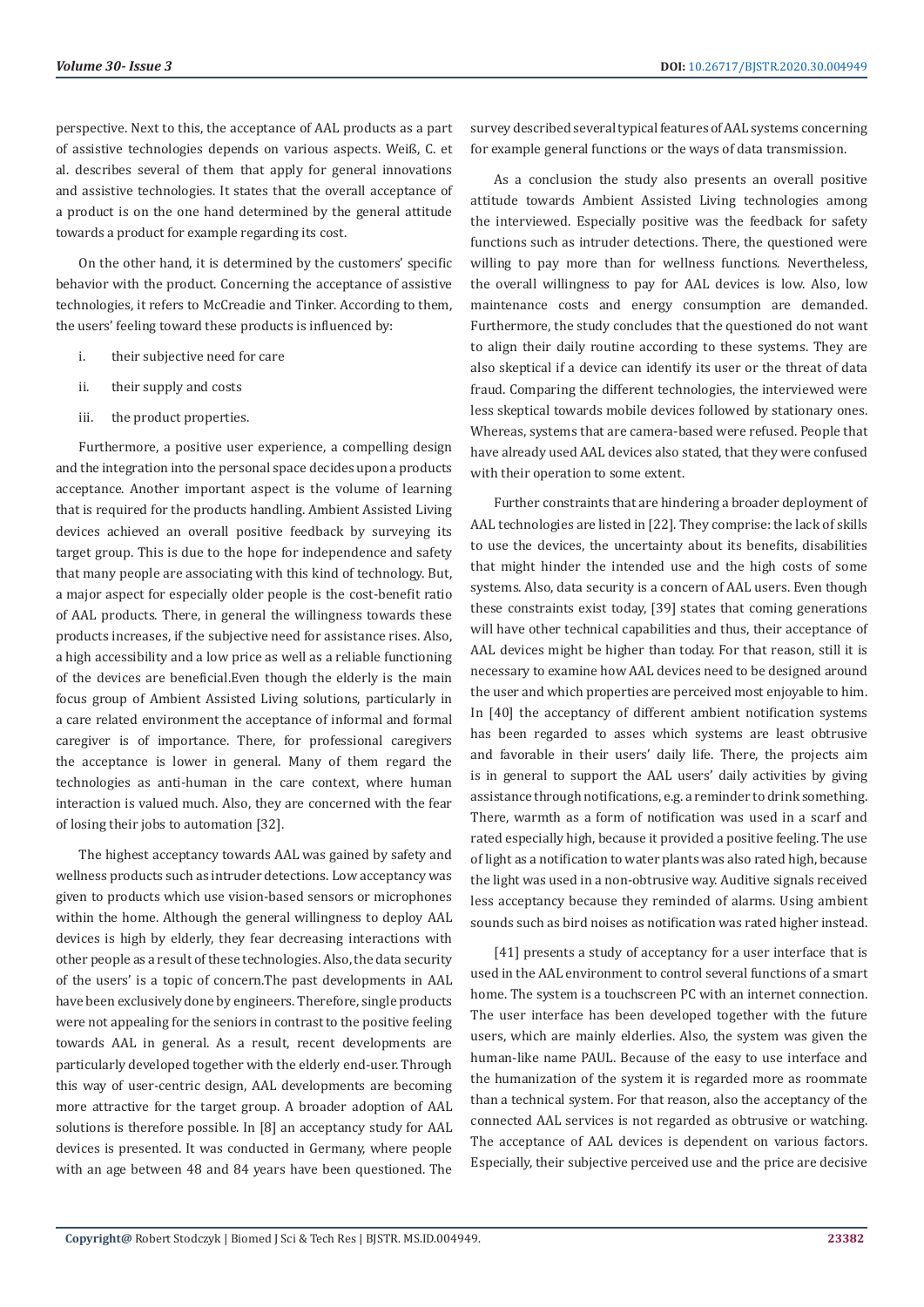perspective. Next to this, the acceptance of AAL products as a part of assistive technologies depends on various aspects. Weiß, C. et al. describes several of them that apply for general innovations and assistive technologies. It states that the overall acceptance of a product is on the one hand determined by the general attitude towards a product for example regarding its cost.

On the other hand, it is determined by the customers' specific behavior with the product. Concerning the acceptance of assistive technologies, it refers to McCreadie and Tinker. According to them, the users' feeling toward these products is influenced by:

i. their subjective need for care
ii. their supply and costs
iii. the product properties.

Furthermore, a positive user experience, a compelling design and the integration into the personal space decides upon a products acceptance. Another important aspect is the volume of learning that is required for the products handling. Ambient Assisted Living devices achieved an overall positive feedback by surveying its target group. This is due to the hope for independence and safety that many people are associating with this kind of technology. But, a major aspect for especially older people is the cost-benefit ratio of AAL products. There, in general the willingness towards these products increases, if the subjective need for assistance rises. Also, a high accessibility and a low price as well as a reliable functioning of the devices are beneficial.Even though the elderly is the main focus group of Ambient Assisted Living solutions, particularly in a care related environment the acceptance of informal and formal caregiver is of importance. There, for professional caregivers the acceptance is lower in general. Many of them regard the technologies as anti-human in the care context, where human interaction is valued much. Also, they are concerned with the fear of losing their jobs to automation [32].

The highest acceptancy towards AAL was gained by safety and wellness products such as intruder detections. Low acceptancy was given to products which use vision-based sensors or microphones within the home. Although the general willingness to deploy AAL devices is high by elderly, they fear decreasing interactions with other people as a result of these technologies. Also, the data security of the users' is a topic of concern.The past developments in AAL have been exclusively done by engineers. Therefore, single products were not appealing for the seniors in contrast to the positive feeling towards AAL in general. As a result, recent developments are particularly developed together with the elderly end-user. Through this way of user-centric design, AAL developments are becoming more attractive for the target group. A broader adoption of AAL solutions is therefore possible. In [8] an acceptancy study for AAL devices is presented. It was conducted in Germany, where people with an age between 48 and 84 years have been questioned. The survey described several typical features of AAL systems concerning for example general functions or the ways of data transmission.

As a conclusion the study also presents an overall positive attitude towards Ambient Assisted Living technologies among the interviewed. Especially positive was the feedback for safety functions such as intruder detections. There, the questioned were willing to pay more than for wellness functions. Nevertheless, the overall willingness to pay for AAL devices is low. Also, low maintenance costs and energy consumption are demanded. Furthermore, the study concludes that the questioned do not want to align their daily routine according to these systems. They are also skeptical if a device can identify its user or the threat of data fraud. Comparing the different technologies, the interviewed were less skeptical towards mobile devices followed by stationary ones. Whereas, systems that are camera-based were refused. People that have already used AAL devices also stated, that they were confused with their operation to some extent.

Further constraints that are hindering a broader deployment of AAL technologies are listed in [22]. They comprise: the lack of skills to use the devices, the uncertainty about its benefits, disabilities that might hinder the intended use and the high costs of some systems. Also, data security is a concern of AAL users. Even though these constraints exist today, [39] states that coming generations will have other technical capabilities and thus, their acceptance of AAL devices might be higher than today. For that reason, still it is necessary to examine how AAL devices need to be designed around the user and which properties are perceived most enjoyable to him. In [40] the acceptancy of different ambient notification systems has been regarded to asses which systems are least obtrusive and favorable in their users' daily life. There, the projects aim is in general to support the AAL users' daily activities by giving assistance through notifications, e.g. a reminder to drink something. There, warmth as a form of notification was used in a scarf and rated especially high, because it provided a positive feeling. The use of light as a notification to water plants was also rated high, because the light was used in a non-obtrusive way. Auditive signals received less acceptancy because they reminded of alarms. Using ambient sounds such as bird noises as notification was rated higher instead.

[41] presents a study of acceptancy for a user interface that is used in the AAL environment to control several functions of a smart home. The system is a touchscreen PC with an internet connection. The user interface has been developed together with the future users, which are mainly elderlies. Also, the system was given the human-like name PAUL. Because of the easy to use interface and the humanization of the system it is regarded more as roommate than a technical system. For that reason, also the acceptancy of the connected AAL services is not regarded as obtrusive or watching. The acceptance of AAL devices is dependent on various factors. Especially, their subjective perceived use and the price are decisive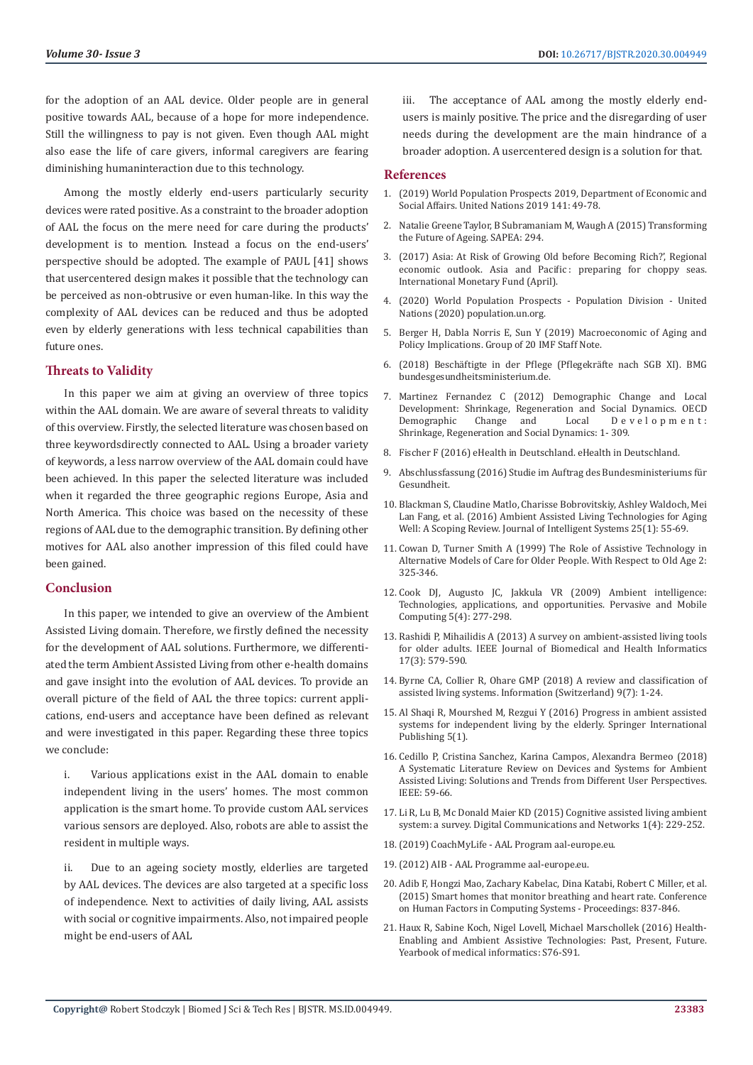for the adoption of an AAL device. Older people are in general positive towards AAL, because of a hope for more independence. Still the willingness to pay is not given. Even though AAL might also ease the life of care givers, informal caregivers are fearing diminishing humaninteraction due to this technology.

Among the mostly elderly end-users particularly security devices were rated positive. As a constraint to the broader adoption of AAL the focus on the mere need for care during the products' development is to mention. Instead a focus on the end-users' perspective should be adopted. The example of PAUL [41] shows that usercentered design makes it possible that the technology can be perceived as non-obtrusive or even human-like. In this way the complexity of AAL devices can be reduced and thus be adopted even by elderly generations with less technical capabilities than future ones.

## Threats to Validity

In this paper we aim at giving an overview of three topics within the AAL domain. We are aware of several threats to validity of this overview. Firstly, the selected literature was chosen based on three keywordsdirectly connected to AAL. Using a broader variety of keywords, a less narrow overview of the AAL domain could have been achieved. In this paper the selected literature was included when it regarded the three geographic regions Europe, Asia and North America. This choice was based on the necessity of these regions of AAL due to the demographic transition. By defining other motives for AAL also another impression of this filed could have been gained.

## Conclusion

In this paper, we intended to give an overview of the Ambient Assisted Living domain. Therefore, we firstly defined the necessity for the development of AAL solutions. Furthermore, we differentiated the term Ambient Assisted Living from other e-health domains and gave insight into the evolution of AAL devices. To provide an overall picture of the field of AAL the three topics: current applications, end-users and acceptance have been defined as relevant and were investigated in this paper. Regarding these three topics we conclude:

i. Various applications exist in the AAL domain to enable independent living in the users' homes. The most common application is the smart home. To provide custom AAL services various sensors are deployed. Also, robots are able to assist the resident in multiple ways.

ii. Due to an ageing society mostly, elderlies are targeted by AAL devices. The devices are also targeted at a specific loss of independence. Next to activities of daily living, AAL assists with social or cognitive impairments. Also, not impaired people might be end-users of AAL

iii. The acceptance of AAL among the mostly elderly end-users is mainly positive. The price and the disregarding of user needs during the development are the main hindrance of a broader adoption. A usercentered design is a solution for that.

## References

1. (2019) World Population Prospects 2019, Department of Economic and Social Affairs. United Nations 2019 141: 49-78.
2. Natalie Greene Taylor, B Subramaniam M, Waugh A (2015) Transforming the Future of Ageing. SAPEA: 294.
3. (2017) Asia: At Risk of Growing Old before Becoming Rich?', Regional economic outlook. Asia and Pacific : preparing for choppy seas. International Monetary Fund (April).
4. (2020) World Population Prospects - Population Division - United Nations (2020) population.un.org.
5. Berger H, Dabla Norris E, Sun Y (2019) Macroeconomic of Aging and Policy Implications. Group of 20 IMF Staff Note.
6. (2018) Beschäftigte in der Pflege (Pflegekräfte nach SGB XI). BMG bundesgesundheitsministerium.de.
7. Martinez Fernandez C (2012) Demographic Change and Local Development: Shrinkage, Regeneration and Social Dynamics. OECD Demographic Change and Local Development: Shrinkage, Regeneration and Social Dynamics: 1- 309.
8. Fischer F (2016) eHealth in Deutschland. eHealth in Deutschland.
9. Abschlussfassung (2016) Studie im Auftrag des Bundesministeriums für Gesundheit.
10. Blackman S, Claudine Matlo, Charisse Bobrovitskiy, Ashley Waldoch, Mei Lan Fang, et al. (2016) Ambient Assisted Living Technologies for Aging Well: A Scoping Review. Journal of Intelligent Systems 25(1): 55-69.
11. Cowan D, Turner Smith A (1999) The Role of Assistive Technology in Alternative Models of Care for Older People. With Respect to Old Age 2: 325-346.
12. Cook DJ, Augusto JC, Jakkula VR (2009) Ambient intelligence: Technologies, applications, and opportunities. Pervasive and Mobile Computing 5(4): 277-298.
13. Rashidi P, Mihailidis A (2013) A survey on ambient-assisted living tools for older adults. IEEE Journal of Biomedical and Health Informatics 17(3): 579-590.
14. Byrne CA, Collier R, Ohare GMP (2018) A review and classification of assisted living systems. Information (Switzerland) 9(7): 1-24.
15. Al Shaqi R, Mourshed M, Rezgui Y (2016) Progress in ambient assisted systems for independent living by the elderly. Springer International Publishing 5(1).
16. Cedillo P, Cristina Sanchez, Karina Campos, Alexandra Bermeo (2018) A Systematic Literature Review on Devices and Systems for Ambient Assisted Living: Solutions and Trends from Different User Perspectives. IEEE: 59-66.
17. Li R, Lu B, Mc Donald Maier KD (2015) Cognitive assisted living ambient system: a survey. Digital Communications and Networks 1(4): 229-252.
18. (2019) CoachMyLife - AAL Program aal-europe.eu.
19. (2012) AIB - AAL Programme aal-europe.eu.
20. Adib F, Hongzi Mao, Zachary Kabelac, Dina Katabi, Robert C Miller, et al. (2015) Smart homes that monitor breathing and heart rate. Conference on Human Factors in Computing Systems - Proceedings: 837-846.
21. Haux R, Sabine Koch, Nigel Lovell, Michael Marschollek (2016) Health-Enabling and Ambient Assistive Technologies: Past, Present, Future. Yearbook of medical informatics: S76-S91.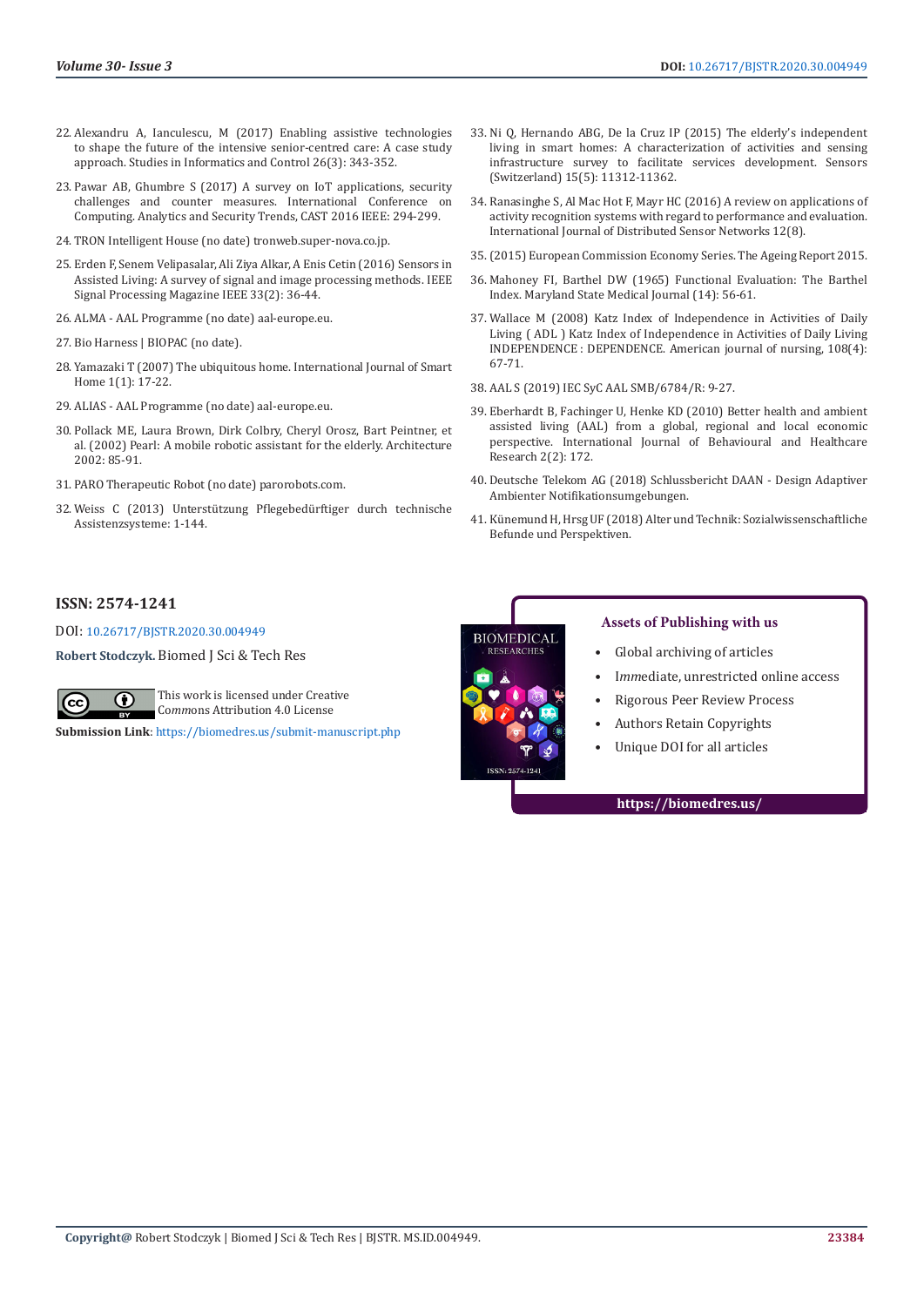22. Alexandru A, Ianculescu, M (2017) Enabling assistive technologies to shape the future of the intensive senior-centred care: A case study approach. Studies in Informatics and Control 26(3): 343-352.
23. Pawar AB, Ghumbre S (2017) A survey on IoT applications, security challenges and counter measures. International Conference on Computing. Analytics and Security Trends, CAST 2016 IEEE: 294-299.
24. TRON Intelligent House (no date) tronweb.super-nova.co.jp.
25. Erden F, Senem Velipasalar, Ali Ziya Alkar, A Enis Cetin (2016) Sensors in Assisted Living: A survey of signal and image processing methods. IEEE Signal Processing Magazine IEEE 33(2): 36-44.
26. ALMA - AAL Programme (no date) aal-europe.eu.
27. Bio Harness | BIOPAC (no date).
28. Yamazaki T (2007) The ubiquitous home. International Journal of Smart Home 1(1): 17-22.
29. ALIAS - AAL Programme (no date) aal-europe.eu.
30. Pollack ME, Laura Brown, Dirk Colbry, Cheryl Orosz, Bart Peintner, et al. (2002) Pearl: A mobile robotic assistant for the elderly. Architecture 2002: 85-91.
31. PARO Therapeutic Robot (no date) parorobots.com.
32. Weiss C (2013) Unterstützung Pflegebedürftiger durch technische Assistenzsysteme: 1-144.
33. Ni Q, Hernando ABG, De la Cruz IP (2015) The elderly's independent living in smart homes: A characterization of activities and sensing infrastructure survey to facilitate services development. Sensors (Switzerland) 15(5): 11312-11362.
34. Ranasinghe S, Al Mac Hot F, Mayr HC (2016) A review on applications of activity recognition systems with regard to performance and evaluation. International Journal of Distributed Sensor Networks 12(8).
35. (2015) European Commission Economy Series. The Ageing Report 2015.
36. Mahoney FI, Barthel DW (1965) Functional Evaluation: The Barthel Index. Maryland State Medical Journal (14): 56-61.
37. Wallace M (2008) Katz Index of Independence in Activities of Daily Living ( ADL ) Katz Index of Independence in Activities of Daily Living INDEPENDENCE : DEPENDENCE. American journal of nursing, 108(4): 67-71.
38. AAL S (2019) IEC SyC AAL SMB/6784/R: 9-27.
39. Eberhardt B, Fachinger U, Henke KD (2010) Better health and ambient assisted living (AAL) from a global, regional and local economic perspective. International Journal of Behavioural and Healthcare Research 2(2): 172.
40. Deutsche Telekom AG (2018) Schlussbericht DAAN - Design Adaptiver Ambienter Notifikationsumgebungen.
41. Künemund H, Hrsg UF (2018) Alter und Technik: Sozialwissenschaftliche Befunde und Perspektiven.

**ISSN: 2574-1241**

DOI: 10.26717/BJSTR.2020.30.004949

**Robert Stodczyk.** Biomed J Sci & Tech Res

This work is licensed under Creative Commons Attribution 4.0 License

**Submission Link**: https://biomedres.us/submit-manuscript.php

**Assets of Publishing with us**

- Global archiving of articles
- Immediate, unrestricted online access
- Rigorous Peer Review Process
- Authors Retain Copyrights
- Unique DOI for all articles

**https://biomedres.us/**